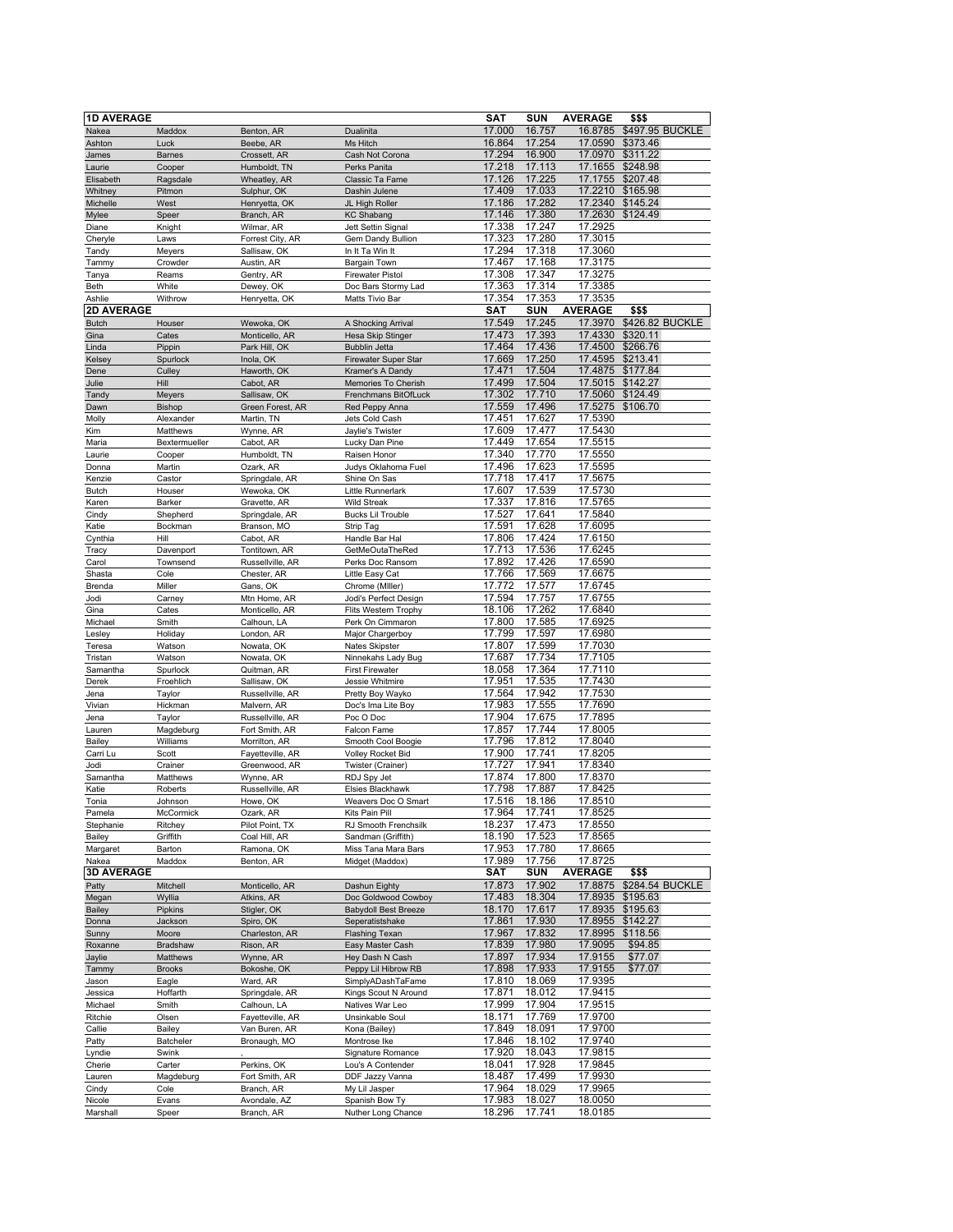| 1D AVERAGE | | | | SAT | SUN | AVERAGE | $$$ |
|---|---|---|---|---|---|---|---|
| Nakea | Maddox | Benton, AR | Dualinita | 17.000 | 16.757 | 16.8785 | $497.95 BUCKLE |
| Ashton | Luck | Beebe, AR | Ms Hitch | 16.864 | 17.254 | 17.0590 | $373.46 |
| James | Barnes | Crossett, AR | Cash Not Corona | 17.294 | 16.900 | 17.0970 | $311.22 |
| Laurie | Cooper | Humboldt, TN | Perks Panita | 17.218 | 17.113 | 17.1655 | $248.98 |
| Elisabeth | Ragsdale | Wheatley, AR | Classic Ta Fame | 17.126 | 17.225 | 17.1755 | $207.48 |
| Whitney | Pitmon | Sulphur, OK | Dashin Julene | 17.409 | 17.033 | 17.2210 | $165.98 |
| Michelle | West | Henryetta, OK | JL High Roller | 17.186 | 17.282 | 17.2340 | $145.24 |
| Mylee | Speer | Branch, AR | KC Shabang | 17.146 | 17.380 | 17.2630 | $124.49 |
| Diane | Knight | Wilmar, AR | Jett Settin Signal | 17.338 | 17.247 | 17.2925 | |
| Cheryle | Laws | Forrest City, AR | Gem Dandy Bullion | 17.323 | 17.280 | 17.3015 | |
| Tandy | Meyers | Sallisaw, OK | In It Ta Win It | 17.294 | 17.318 | 17.3060 | |
| Tammy | Crowder | Austin, AR | Bargain Town | 17.467 | 17.168 | 17.3175 | |
| Tanya | Reams | Gentry, AR | Firewater Pistol | 17.308 | 17.347 | 17.3275 | |
| Beth | White | Dewey, OK | Doc Bars Stormy Lad | 17.363 | 17.314 | 17.3385 | |
| Ashlie | Withrow | Henryetta, OK | Matts Tivio Bar | 17.354 | 17.353 | 17.3535 | |
| **2D AVERAGE** | | | | **SAT** | **SUN** | **AVERAGE** | **$$$** |
| Butch | Houser | Wewoka, OK | A Shocking Arrival | 17.549 | 17.245 | 17.3970 | $426.82 BUCKLE |
| Gina | Cates | Monticello, AR | Hesa Skip Stinger | 17.473 | 17.393 | 17.4330 | $320.11 |
| Linda | Pippin | Park Hill, OK | Bubblin Jetta | 17.464 | 17.436 | 17.4500 | $266.76 |
| Kelsey | Spurlock | Inola, OK | Firewater Super Star | 17.669 | 17.250 | 17.4595 | $213.41 |
| Dene | Culley | Haworth, OK | Kramer's A Dandy | 17.471 | 17.504 | 17.4875 | $177.84 |
| Julie | Hill | Cabot, AR | Memories To Cherish | 17.499 | 17.504 | 17.5015 | $142.27 |
| Tandy | Meyers | Sallisaw, OK | Frenchmans BitOfLuck | 17.302 | 17.710 | 17.5060 | $124.49 |
| Dawn | Bishop | Green Forest, AR | Red Peppy Anna | 17.559 | 17.496 | 17.5275 | $106.70 |
| Molly | Alexander | Martin, TN | Jets Cold Cash | 17.451 | 17.627 | 17.5390 | |
| Kim | Matthews | Wynne, AR | Jaylie's Twister | 17.609 | 17.477 | 17.5430 | |
| Maria | Bextermueller | Cabot, AR | Lucky Dan Pine | 17.449 | 17.654 | 17.5515 | |
| Laurie | Cooper | Humboldt, TN | Raisen Honor | 17.340 | 17.770 | 17.5550 | |
| Donna | Martin | Ozark, AR | Judys Oklahoma Fuel | 17.496 | 17.623 | 17.5595 | |
| Kenzie | Castor | Springdale, AR | Shine On Sas | 17.718 | 17.417 | 17.5675 | |
| Butch | Houser | Wewoka, OK | Little Runnerlark | 17.607 | 17.539 | 17.5730 | |
| Karen | Barker | Gravette, AR | Wild Streak | 17.337 | 17.816 | 17.5765 | |
| Cindy | Shepherd | Springdale, AR | Bucks Lil Trouble | 17.527 | 17.641 | 17.5840 | |
| Katie | Bockman | Branson, MO | Strip Tag | 17.591 | 17.628 | 17.6095 | |
| Cynthia | Hill | Cabot, AR | Handle Bar Hal | 17.806 | 17.424 | 17.6150 | |
| Tracy | Davenport | Tontitown, AR | GetMeOutaTheRed | 17.713 | 17.536 | 17.6245 | |
| Carol | Townsend | Russellville, AR | Perks Doc Ransom | 17.892 | 17.426 | 17.6590 | |
| Shasta | Cole | Chester, AR | Little Easy Cat | 17.766 | 17.569 | 17.6675 | |
| Brenda | Miller | Gans, OK | Chrome (Miller) | 17.772 | 17.577 | 17.6745 | |
| Jodi | Carney | Mtn Home, AR | Jodi's Perfect Design | 17.594 | 17.757 | 17.6755 | |
| Gina | Cates | Monticello, AR | Flits Western Trophy | 18.106 | 17.262 | 17.6840 | |
| Michael | Smith | Calhoun, LA | Perk On Cimmaron | 17.800 | 17.585 | 17.6925 | |
| Lesley | Holiday | London, AR | Major Chargerboy | 17.799 | 17.597 | 17.6980 | |
| Teresa | Watson | Nowata, OK | Nates Skipster | 17.807 | 17.599 | 17.7030 | |
| Tristan | Watson | Nowata, OK | Ninnekahs Lady Bug | 17.687 | 17.734 | 17.7105 | |
| Samantha | Spurlock | Quitman, AR | First Firewater | 18.058 | 17.364 | 17.7110 | |
| Derek | Froehlich | Sallisaw, OK | Jessie Whitmire | 17.951 | 17.535 | 17.7430 | |
| Jena | Taylor | Russellville, AR | Pretty Boy Wayko | 17.564 | 17.942 | 17.7530 | |
| Vivian | Hickman | Malvern, AR | Doc's Ima Lite Boy | 17.983 | 17.555 | 17.7690 | |
| Jena | Taylor | Russellville, AR | Poc O Doc | 17.904 | 17.675 | 17.7895 | |
| Lauren | Magdeburg | Fort Smith, AR | Falcon Fame | 17.857 | 17.744 | 17.8005 | |
| Bailey | Williams | Morrilton, AR | Smooth Cool Boogie | 17.796 | 17.812 | 17.8040 | |
| Carri Lu | Scott | Fayetteville, AR | Volley Rocket Bid | 17.900 | 17.741 | 17.8205 | |
| Jodi | Crainer | Greenwood, AR | Twister (Crainer) | 17.727 | 17.941 | 17.8340 | |
| Samantha | Matthews | Wynne, AR | RDJ Spy Jet | 17.874 | 17.800 | 17.8370 | |
| Katie | Roberts | Russellville, AR | Elsies Blackhawk | 17.798 | 17.887 | 17.8425 | |
| Tonia | Johnson | Howe, OK | Weavers Doc O Smart | 17.516 | 18.186 | 17.8510 | |
| Pamela | McCormick | Ozark, AR | Kits Pain Pill | 17.964 | 17.741 | 17.8525 | |
| Stephanie | Ritchey | Pilot Point, TX | RJ Smooth Frenchsilk | 18.237 | 17.473 | 17.8550 | |
| Bailey | Griffith | Coal Hill, AR | Sandman (Griffith) | 18.190 | 17.523 | 17.8565 | |
| Margaret | Barton | Ramona, OK | Miss Tana Mara Bars | 17.953 | 17.780 | 17.8665 | |
| Nakea | Maddox | Benton, AR | Midget (Maddox) | 17.989 | 17.756 | 17.8725 | |
| **3D AVERAGE** | | | | **SAT** | **SUN** | **AVERAGE** | **$$$** |
| Patty | Mitchell | Monticello, AR | Dashun Eighty | 17.873 | 17.902 | 17.8875 | $284.54 BUCKLE |
| Megan | Wyllia | Atkins, AR | Doc Goldwood Cowboy | 17.483 | 18.304 | 17.8935 | $195.63 |
| Bailey | Pipkins | Stigler, OK | Babydoll Best Breeze | 18.170 | 17.617 | 17.8935 | $195.63 |
| Donna | Jackson | Spiro, OK | Seperatistshake | 17.861 | 17.930 | 17.8955 | $142.27 |
| Sunny | Moore | Charleston, AR | Flashing Texan | 17.967 | 17.832 | 17.8995 | $118.56 |
| Roxanne | Bradshaw | Rison, AR | Easy Master Cash | 17.839 | 17.980 | 17.9095 | $94.85 |
| Jaylie | Matthews | Wynne, AR | Hey Dash N Cash | 17.897 | 17.934 | 17.9155 | $77.07 |
| Tammy | Brooks | Bokoshe, OK | Peppy Lil Hibrow RB | 17.898 | 17.933 | 17.9155 | $77.07 |
| Jason | Eagle | Ward, AR | SimplyADashTaFame | 17.810 | 18.069 | 17.9395 | |
| Jessica | Hoffarth | Springdale, AR | Kings Scout N Around | 17.871 | 18.012 | 17.9415 | |
| Michael | Smith | Calhoun, LA | Natives War Leo | 17.999 | 17.904 | 17.9515 | |
| Ritchie | Olsen | Fayetteville, AR | Unsinkable Soul | 18.171 | 17.769 | 17.9700 | |
| Callie | Bailey | Van Buren, AR | Kona (Bailey) | 17.849 | 18.091 | 17.9700 | |
| Patty | Batcheler | Bronaugh, MO | Montrose Ike | 17.846 | 18.102 | 17.9740 | |
| Lyndie | Swink | , | Signature Romance | 17.920 | 18.043 | 17.9815 | |
| Cherie | Carter | Perkins, OK | Lou's A Contender | 18.041 | 17.928 | 17.9845 | |
| Lauren | Magdeburg | Fort Smith, AR | DDF Jazzy Vanna | 18.487 | 17.499 | 17.9930 | |
| Cindy | Cole | Branch, AR | My Lil Jasper | 17.964 | 18.029 | 17.9965 | |
| Nicole | Evans | Avondale, AZ | Spanish Bow Ty | 17.983 | 18.027 | 18.0050 | |
| Marshall | Speer | Branch, AR | Nuther Long Chance | 18.296 | 17.741 | 18.0185 | |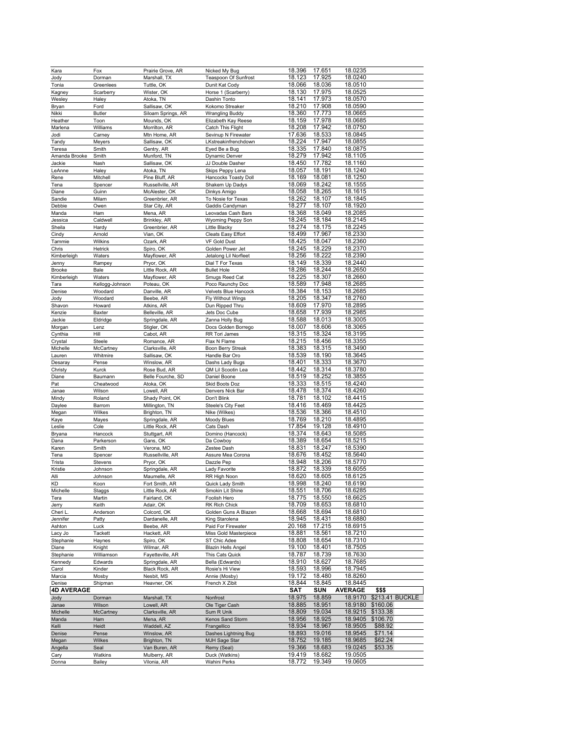| | | | | | | | |
|---|---|---|---|---|---|---|---|
| Kara | Fox | Prairie Grove, AR | Nicked My Bug | 18.396 | 17.651 | 18.0235 | |
| Jody | Dorman | Marshall, TX | Teaspoon Of Sunfrost | 18.123 | 17.925 | 18.0240 | |
| Tonia | Greenlees | Tuttle, OK | Dunit Kat Cody | 18.066 | 18.036 | 18.0510 | |
| Kagney | Scarberry | Wister, OK | Horse 1 (Scarberry) | 18.130 | 17.975 | 18.0525 | |
| Wesley | Haley | Atoka, TN | Dashin Tonto | 18.141 | 17.973 | 18.0570 | |
| Bryan | Ford | Sallisaw, OK | Kokomo Streaker | 18.210 | 17.908 | 18.0590 | |
| Nikki | Butler | Siloam Springs, AR | Wrangling Buddy | 18.360 | 17.773 | 18.0665 | |
| Heather | Toon | Mounds, OK | Elizabeth Kay Reese | 18.159 | 17.978 | 18.0685 | |
| Marlena | Williams | Morrilton, AR | Catch This Flight | 18.208 | 17.942 | 18.0750 | |
| Jodi | Carney | Mtn Home, AR | Sevinup N Firewater | 17.636 | 18.533 | 18.0845 | |
| Tandy | Meyers | Sallisaw, OK | LKstreakinfrenchdown | 18.224 | 17.947 | 18.0855 | |
| Teresa | Smith | Gentry, AR | Eyed Be a Bug | 18.335 | 17.840 | 18.0875 | |
| Amanda Brooke | Smith | Munford, TN | Dynamic Denver | 18.279 | 17.942 | 18.1105 | |
| Jackie | Nash | Sallisaw, OK | JJ Double Dasher | 18.450 | 17.782 | 18.1160 | |
| LeAnne | Haley | Atoka, TN | Skips Peppy Lena | 18.057 | 18.191 | 18.1240 | |
| Rene | Mitchell | Pine Bluff, AR | Hancocks Toasty Doll | 18.169 | 18.081 | 18.1250 | |
| Tena | Spencer | Russellville, AR | Shakem Up Dadys | 18.069 | 18.242 | 18.1555 | |
| Diane | Guinn | McAlester, OK | Dinkys Amigo | 18.058 | 18.265 | 18.1615 | |
| Sandie | Milam | Greenbrier, AR | To Nosie for Texas | 18.262 | 18.107 | 18.1845 | |
| Debbie | Owen | Star City, AR | Gaddis Candyman | 18.277 | 18.107 | 18.1920 | |
| Manda | Ham | Mena, AR | Leovadas Cash Bars | 18.368 | 18.049 | 18.2085 | |
| Jessica | Caldwell | Brinkley, AR | Wyoming Peppy Son | 18.245 | 18.184 | 18.2145 | |
| Sheila | Hardy | Greenbrier, AR | Little Blacky | 18.274 | 18.175 | 18.2245 | |
| Cindy | Arnold | Vian, OK | Cleats Easy Effort | 18.499 | 17.967 | 18.2330 | |
| Tammie | Wilkins | Ozark, AR | VF Gold Dust | 18.425 | 18.047 | 18.2360 | |
| Chris | Hetrick | Spiro, OK | Golden Power Jet | 18.245 | 18.229 | 18.2370 | |
| Kimberleigh | Waters | Mayflower, AR | Jetalong Lil Norfleet | 18.256 | 18.222 | 18.2390 | |
| Jenny | Rampey | Pryor, OK | Dial T For Texas | 18.149 | 18.339 | 18.2440 | |
| Brooke | Bale | Little Rock, AR | Bullet Hole | 18.286 | 18.244 | 18.2650 | |
| Kimberleigh | Waters | Mayflower, AR | Smugs Reed Cat | 18.225 | 18.307 | 18.2660 | |
| Tara | Kellogg-Johnson | Poteau, OK | Poco Raunchy Doc | 18.589 | 17.948 | 18.2685 | |
| Denise | Woodard | Danville, AR | Velvets Blue Hancock | 18.384 | 18.153 | 18.2685 | |
| Jody | Woodard | Beebe, AR | Fly Without Wings | 18.205 | 18.347 | 18.2760 | |
| Shavon | Howard | Atkins, AR | Dun Ripped Thru | 18.609 | 17.970 | 18.2895 | |
| Kenzie | Baxter | Belleville, AR | Jets Doc Cube | 18.658 | 17.939 | 18.2985 | |
| Jackie | Eldridge | Springdale, AR | Zanna Holly Bug | 18.588 | 18.013 | 18.3005 | |
| Morgan | Lenz | Stigler, OK | Docs Golden Borrego | 18.007 | 18.606 | 18.3065 | |
| Cynthia | Hill | Cabot, AR | RR Tori James | 18.315 | 18.324 | 18.3195 | |
| Crystal | Steele | Romance, AR | Flax N Flame | 18.215 | 18.456 | 18.3355 | |
| Michelle | McCartney | Clarksville, AR | Boon Berry Streak | 18.383 | 18.315 | 18.3490 | |
| Lauren | Whitmire | Sallisaw, OK | Handle Bar Oro | 18.539 | 18.190 | 18.3645 | |
| Desaray | Pense | Winslow, AR | Dashs Lady Bugs | 18.401 | 18.333 | 18.3670 | |
| Christy | Kurck | Rose Bud, AR | QM Lil Scootin Lea | 18.442 | 18.314 | 18.3780 | |
| Diane | Baumann | Belle Fourche, SD | Daniel Boone | 18.519 | 18.252 | 18.3855 | |
| Pat | Cheatwood | Atoka, OK | Skid Boots Doz | 18.333 | 18.515 | 18.4240 | |
| Janae | Wilson | Lowell, AR | Denvers Nick Bar | 18.478 | 18.374 | 18.4260 | |
| Mindy | Roland | Shady Point, OK | Don't Blink | 18.781 | 18.102 | 18.4415 | |
| Daylee | Barrom | Millington, TN | Steele's City Feet | 18.416 | 18.469 | 18.4425 | |
| Megan | Wilkes | Brighton, TN | Nike (Wilkes) | 18.536 | 18.366 | 18.4510 | |
| Kaye | Mayes | Springdale, AR | Moody Blues | 18.769 | 18.210 | 18.4895 | |
| Leslie | Cole | Little Rock, AR | Cats Dash | 17.854 | 19.128 | 18.4910 | |
| Bryana | Hancock | Stuttgart, AR | Domino (Hancock) | 18.374 | 18.643 | 18.5085 | |
| Dana | Parkerson | Gans, OK | Da Cowboy | 18.389 | 18.654 | 18.5215 | |
| Karen | Smith | Verona, MO | Zestee Dash | 18.831 | 18.247 | 18.5390 | |
| Tena | Spencer | Russellville, AR | Assure Mea Corona | 18.676 | 18.452 | 18.5640 | |
| Trista | Stevens | Pryor, OK | Dazzle Pep | 18.948 | 18.206 | 18.5770 | |
| Kristie | Johnson | Springdale, AR | Lady Favorite | 18.872 | 18.339 | 18.6055 | |
| Alli | Johnson | Maumelle, AR | RR High Noon | 18.620 | 18.605 | 18.6125 | |
| KD | Koon | Fort Smith, AR | Quick Lady Smith | 18.998 | 18.240 | 18.6190 | |
| Michelle | Staggs | Little Rock, AR | Smokin Lit Shine | 18.551 | 18.706 | 18.6285 | |
| Tera | Martin | Fairland, OK | Foolish Hero | 18.775 | 18.550 | 18.6625 | |
| Jerry | Keith | Adair, OK | RK Rich Chick | 18.709 | 18.653 | 18.6810 | |
| Cheri L. | Anderson | Colcord, OK | Golden Guns A Blazen | 18.668 | 18.694 | 18.6810 | |
| Jennifer | Patty | Dardanelle, AR | King Starolena | 18.945 | 18.431 | 18.6880 | |
| Ashton | Luck | Beebe, AR | Paid For Firewater | 20.168 | 17.215 | 18.6915 | |
| Lacy Jo | Tackett | Hackett, AR | Miss Gold Masterpiece | 18.881 | 18.561 | 18.7210 | |
| Stephanie | Haynes | Spiro, OK | ST Chic Adee | 18.808 | 18.654 | 18.7310 | |
| Diane | Knight | Wilmar, AR | Blazin Hells Angel | 19.100 | 18.401 | 18.7505 | |
| Stephanie | Williamson | Fayetteville, AR | This Cats Quick | 18.787 | 18.739 | 18.7630 | |
| Kennedy | Edwards | Springdale, AR | Bella (Edwards) | 18.910 | 18.627 | 18.7685 | |
| Carol | Kinder | Black Rock, AR | Rosie's Hi View | 18.593 | 18.996 | 18.7945 | |
| Marcia | Mosby | Nesbit, MS | Annie (Mosby) | 19.172 | 18.480 | 18.8260 | |
| Denise | Shipman | Heavner, OK | French X Zibit | 18.844 | 18.845 | 18.8445 | |
| **4D AVERAGE** | | | | **SAT** | **SUN** | **AVERAGE** | **$$$** |
| Jody | Dorman | Marshall, TX | Nonfrost | 18.975 | 18.859 | 18.9170 | $213.41 BUCKLE |
| Janae | Wilson | Lowell, AR | Ole Tiger Cash | 18.885 | 18.951 | 18.9180 | $160.06 |
| Michelle | McCartney | Clarksville, AR | Sum R Unik | 18.809 | 19.034 | 18.9215 | $133.38 |
| Manda | Ham | Mena, AR | Kenos Sand Storm | 18.956 | 18.925 | 18.9405 | $106.70 |
| Kelli | Heidt | Waddell, AZ | Frangellico | 18.934 | 18.967 | 18.9505 | $88.92 |
| Denise | Pense | Winslow, AR | Dashes Lightning Bug | 18.893 | 19.016 | 18.9545 | $71.14 |
| Megan | Wilkes | Brighton, TN | MJH Sage Star | 18.752 | 19.185 | 18.9685 | $62.24 |
| Angella | Seal | Van Buren, AR | Remy (Seal) | 19.366 | 18.683 | 19.0245 | $53.35 |
| Cary | Watkins | Mulberry, AR | Duck (Watkins) | 19.419 | 18.682 | 19.0505 | |
| Donna | Bailey | Vilonia, AR | Wahini Perks | 18.772 | 19.349 | 19.0605 | |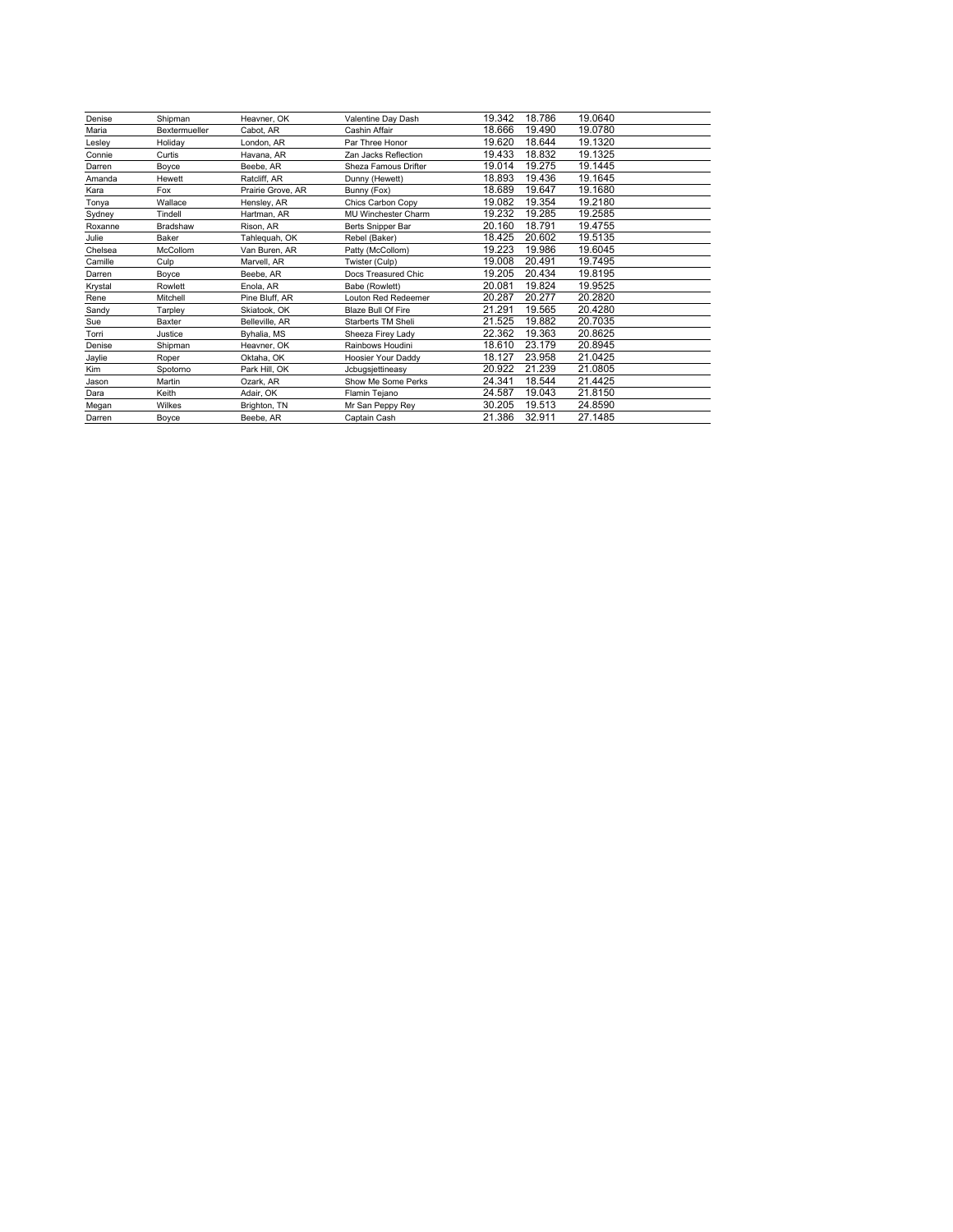| | | | | | | |
|---|---|---|---|---|---|---|
| Denise | Shipman | Heavner, OK | Valentine Day Dash | 19.342 | 18.786 | 19.0640 |
| Maria | Bextermueller | Cabot, AR | Cashin Affair | 18.666 | 19.490 | 19.0780 |
| Lesley | Holiday | London, AR | Par Three Honor | 19.620 | 18.644 | 19.1320 |
| Connie | Curtis | Havana, AR | Zan Jacks Reflection | 19.433 | 18.832 | 19.1325 |
| Darren | Boyce | Beebe, AR | Sheza Famous Drifter | 19.014 | 19.275 | 19.1445 |
| Amanda | Hewett | Ratcliff, AR | Dunny (Hewett) | 18.893 | 19.436 | 19.1645 |
| Kara | Fox | Prairie Grove, AR | Bunny (Fox) | 18.689 | 19.647 | 19.1680 |
| Tonya | Wallace | Hensley, AR | Chics Carbon Copy | 19.082 | 19.354 | 19.2180 |
| Sydney | Tindell | Hartman, AR | MU Winchester Charm | 19.232 | 19.285 | 19.2585 |
| Roxanne | Bradshaw | Rison, AR | Berts Snipper Bar | 20.160 | 18.791 | 19.4755 |
| Julie | Baker | Tahlequah, OK | Rebel (Baker) | 18.425 | 20.602 | 19.5135 |
| Chelsea | McCollom | Van Buren, AR | Patty (McCollom) | 19.223 | 19.986 | 19.6045 |
| Camille | Culp | Marvell, AR | Twister (Culp) | 19.008 | 20.491 | 19.7495 |
| Darren | Boyce | Beebe, AR | Docs Treasured Chic | 19.205 | 20.434 | 19.8195 |
| Krystal | Rowlett | Enola, AR | Babe (Rowlett) | 20.081 | 19.824 | 19.9525 |
| Rene | Mitchell | Pine Bluff, AR | Louton Red Redeemer | 20.287 | 20.277 | 20.2820 |
| Sandy | Tarpley | Skiatook, OK | Blaze Bull Of Fire | 21.291 | 19.565 | 20.4280 |
| Sue | Baxter | Belleville, AR | Starberts TM Sheli | 21.525 | 19.882 | 20.7035 |
| Torri | Justice | Byhalia, MS | Sheeza Firey Lady | 22.362 | 19.363 | 20.8625 |
| Denise | Shipman | Heavner, OK | Rainbows Houdini | 18.610 | 23.179 | 20.8945 |
| Jaylie | Roper | Oktaha, OK | Hoosier Your Daddy | 18.127 | 23.958 | 21.0425 |
| Kim | Spotorno | Park Hill, OK | Jcbugsjettineasy | 20.922 | 21.239 | 21.0805 |
| Jason | Martin | Ozark, AR | Show Me Some Perks | 24.341 | 18.544 | 21.4425 |
| Dara | Keith | Adair, OK | Flamin Tejano | 24.587 | 19.043 | 21.8150 |
| Megan | Wilkes | Brighton, TN | Mr San Peppy Rey | 30.205 | 19.513 | 24.8590 |
| Darren | Boyce | Beebe, AR | Captain Cash | 21.386 | 32.911 | 27.1485 |